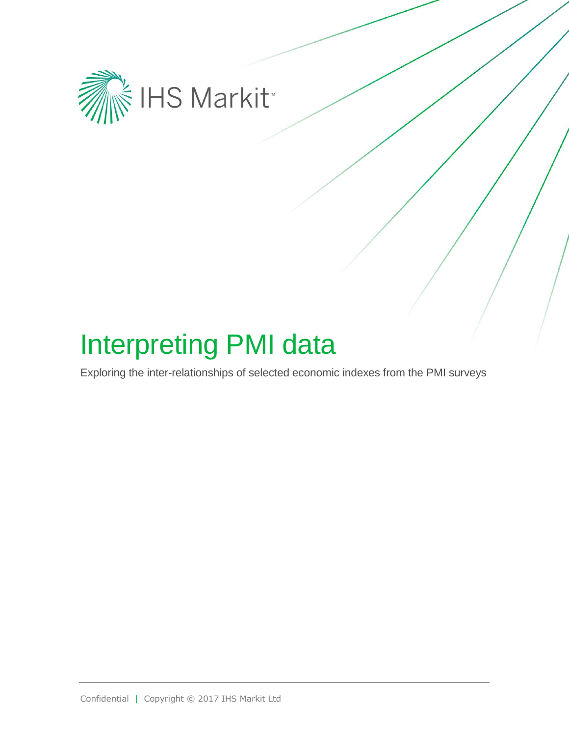IHS Markit™

# Interpreting PMI data

Exploring the inter-relationships of selected economic indexes from the PMI surveys

Confidential | Copyright © 2017 IHS Markit Ltd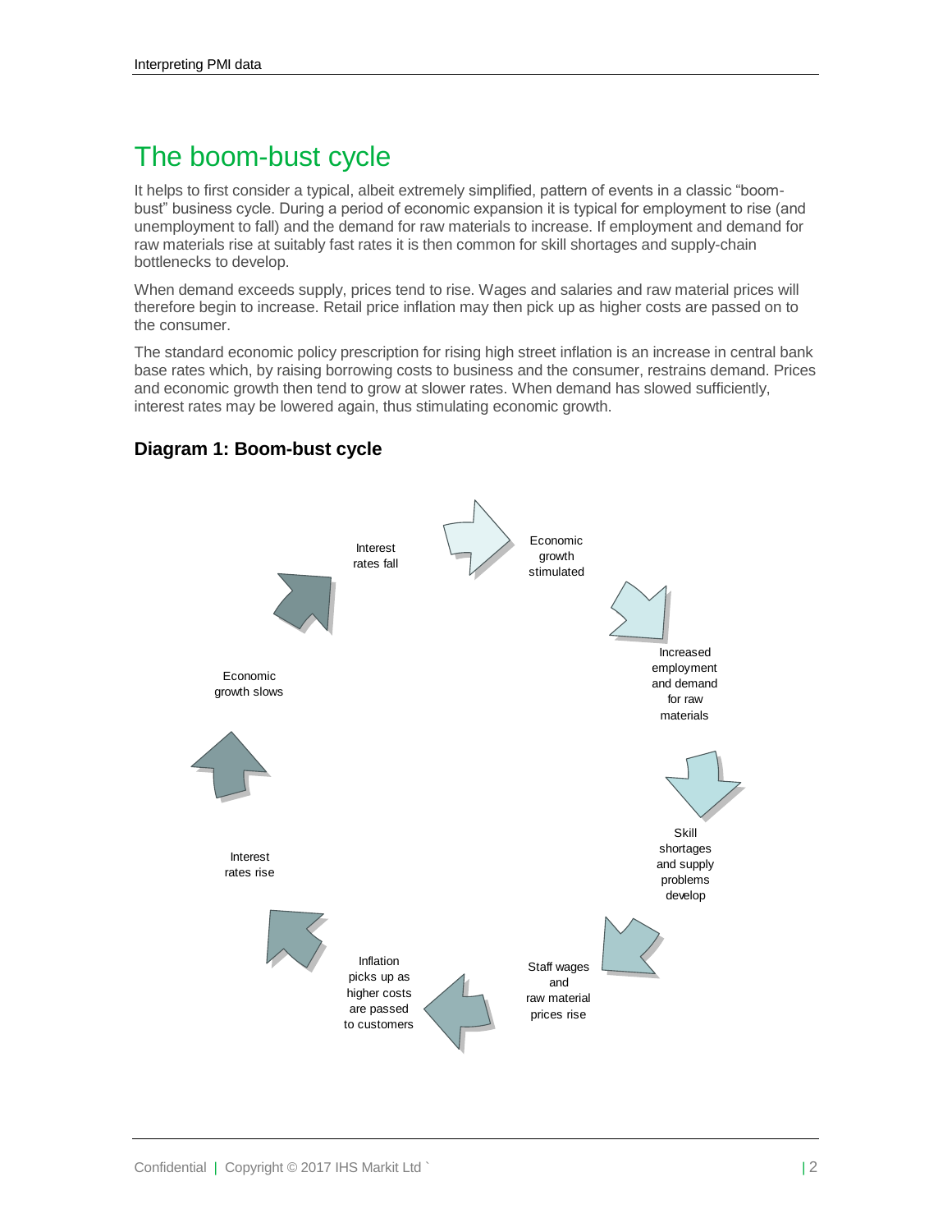# The boom-bust cycle

It helps to first consider a typical, albeit extremely simplified, pattern of events in a classic "boom-bust" business cycle. During a period of economic expansion it is typical for employment to rise (and unemployment to fall) and the demand for raw materials to increase. If employment and demand for raw materials rise at suitably fast rates it is then common for skill shortages and supply-chain bottlenecks to develop.

When demand exceeds supply, prices tend to rise. Wages and salaries and raw material prices will therefore begin to increase. Retail price inflation may then pick up as higher costs are passed on to the consumer.

The standard economic policy prescription for rising high street inflation is an increase in central bank base rates which, by raising borrowing costs to business and the consumer, restrains demand. Prices and economic growth then tend to grow at slower rates. When demand has slowed sufficiently, interest rates may be lowered again, thus stimulating economic growth.

### Diagram 1: Boom-bust cycle

Economic growth stimulated

Increased employment and demand for raw materials

Skill shortages and supply problems develop

Staff wages and raw material prices rise

Inflation picks up as higher costs are passed to customers

Interest rates rise

Economic growth slows

Interest rates fall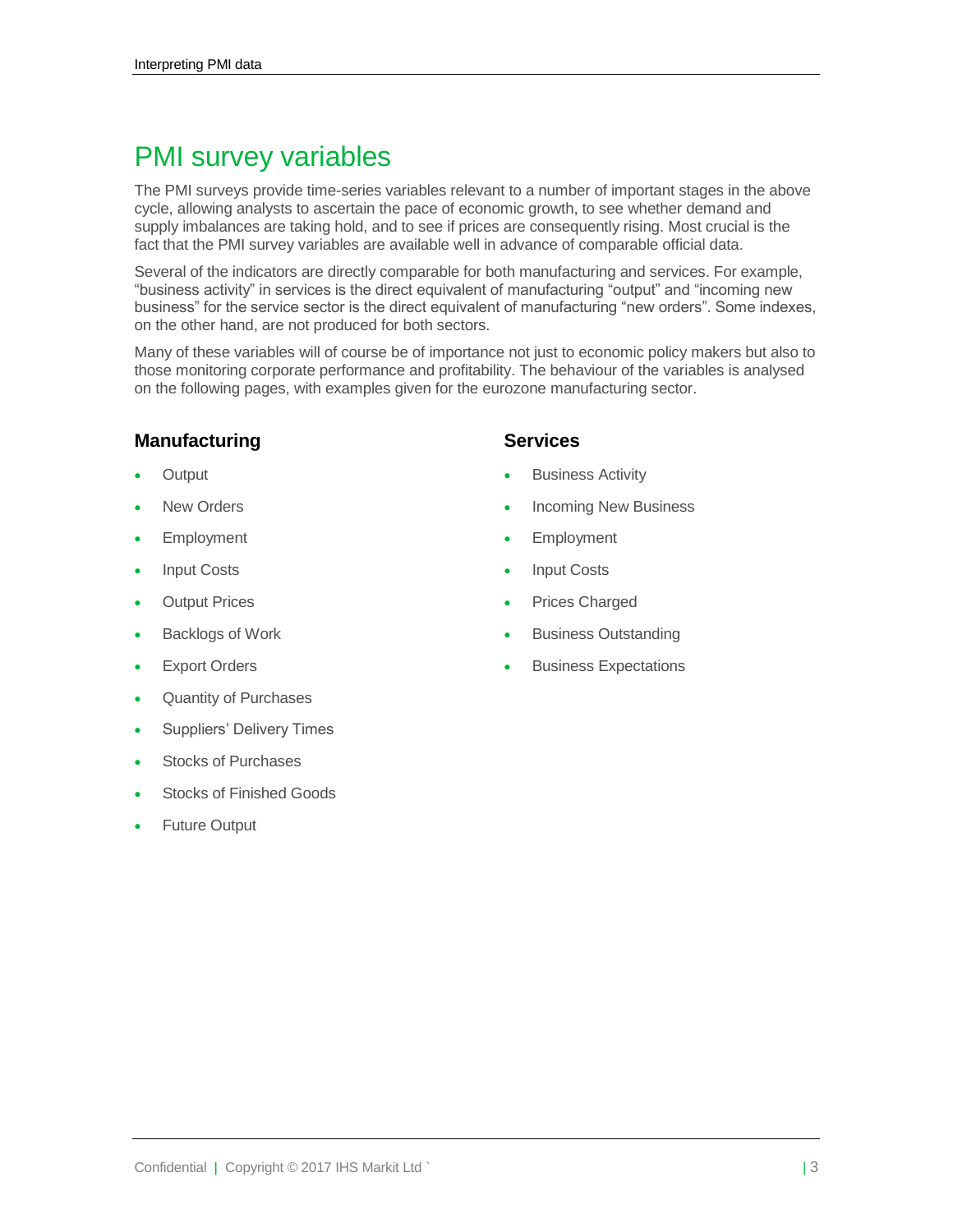# PMI survey variables

The PMI surveys provide time-series variables relevant to a number of important stages in the above cycle, allowing analysts to ascertain the pace of economic growth, to see whether demand and supply imbalances are taking hold, and to see if prices are consequently rising. Most crucial is the fact that the PMI survey variables are available well in advance of comparable official data.

Several of the indicators are directly comparable for both manufacturing and services. For example, “business activity” in services is the direct equivalent of manufacturing “output” and “incoming new business” for the service sector is the direct equivalent of manufacturing “new orders”. Some indexes, on the other hand, are not produced for both sectors.

Many of these variables will of course be of importance not just to economic policy makers but also to those monitoring corporate performance and profitability. The behaviour of the variables is analysed on the following pages, with examples given for the eurozone manufacturing sector.

### Manufacturing

- Output
- New Orders
- Employment
- Input Costs
- Output Prices
- Backlogs of Work
- Export Orders
- Quantity of Purchases
- Suppliers’ Delivery Times
- Stocks of Purchases
- Stocks of Finished Goods
- Future Output

### Services

- Business Activity
- Incoming New Business
- Employment
- Input Costs
- Prices Charged
- Business Outstanding
- Business Expectations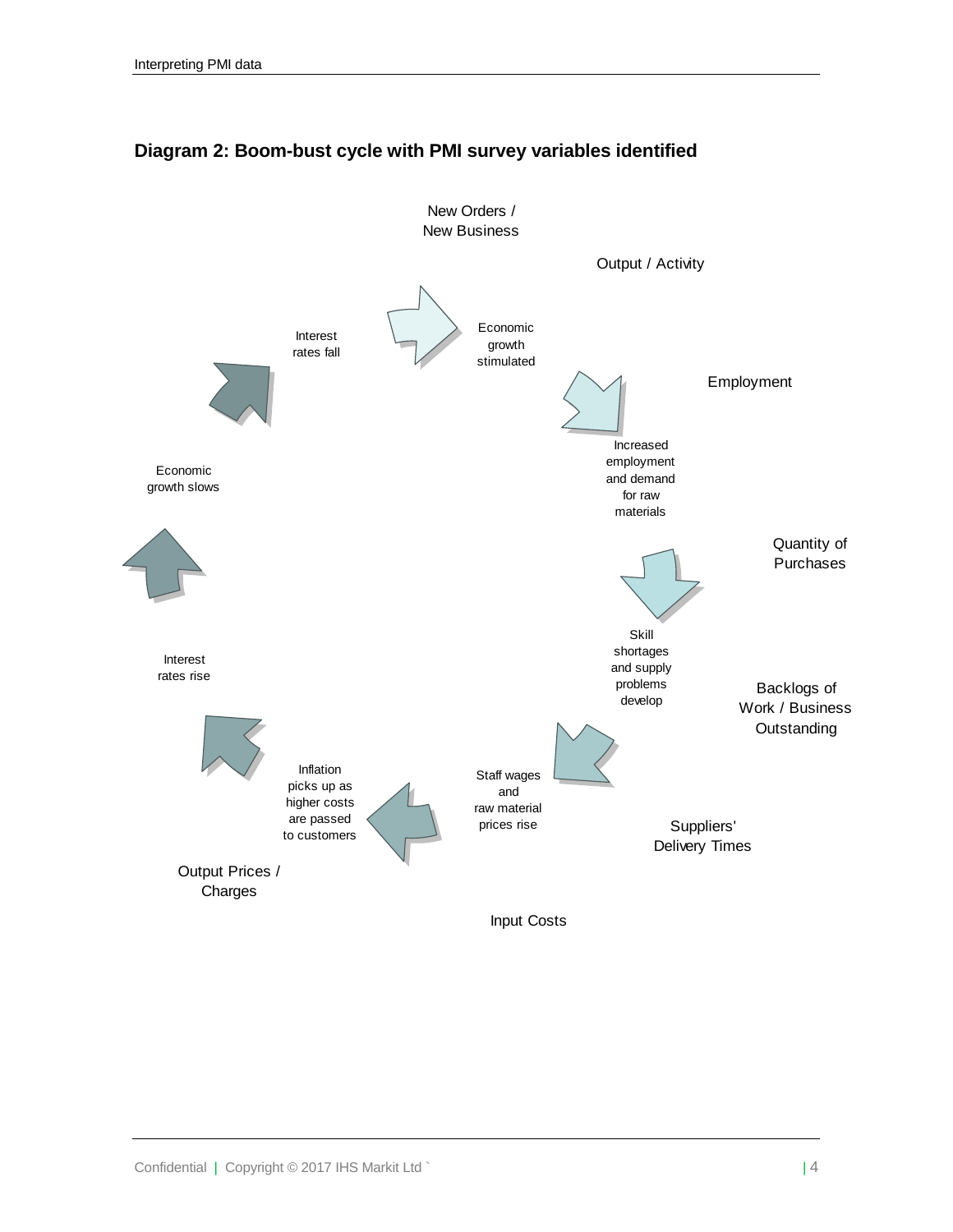## Diagram 2: Boom-bust cycle with PMI survey variables identified

New Orders / New Business

Output / Activity

Economic growth stimulated

Employment

Increased employment and demand for raw materials

Quantity of Purchases

Skill shortages and supply problems develop

Backlogs of Work / Business Outstanding

Suppliers' Delivery Times

Staff wages and raw material prices rise

Input Costs

Inflation picks up as higher costs are passed to customers

Output Prices / Charges

Interest rates rise

Economic growth slows

Interest rates fall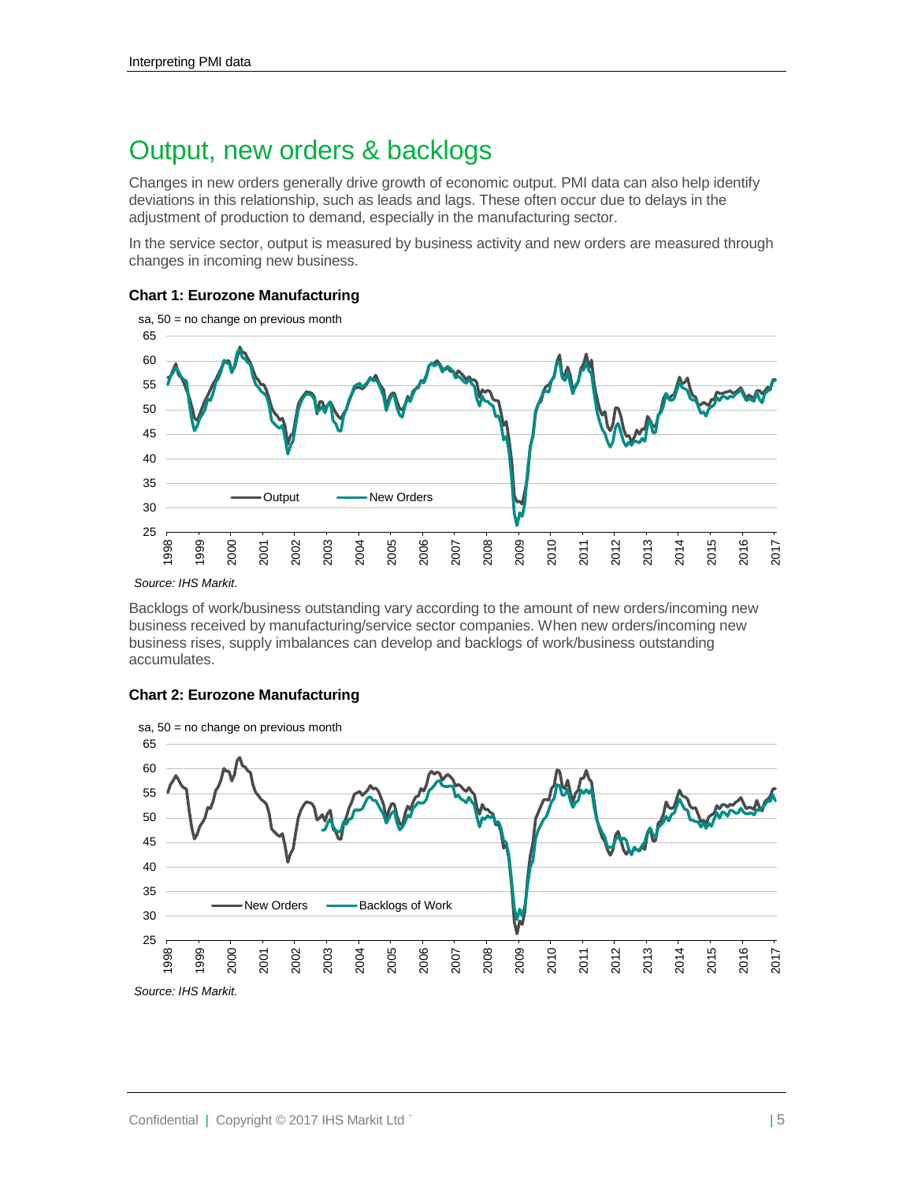# Output, new orders & backlogs

Changes in new orders generally drive growth of economic output. PMI data can also help identify deviations in this relationship, such as leads and lags. These often occur due to delays in the adjustment of production to demand, especially in the manufacturing sector.

In the service sector, output is measured by business activity and new orders are measured through changes in incoming new business.

**Chart 1: Eurozone Manufacturing**

*Source: IHS Markit.*

Backlogs of work/business outstanding vary according to the amount of new orders/incoming new business received by manufacturing/service sector companies. When new orders/incoming new business rises, supply imbalances can develop and backlogs of work/business outstanding accumulates.

**Chart 2: Eurozone Manufacturing**

*Source: IHS Markit.*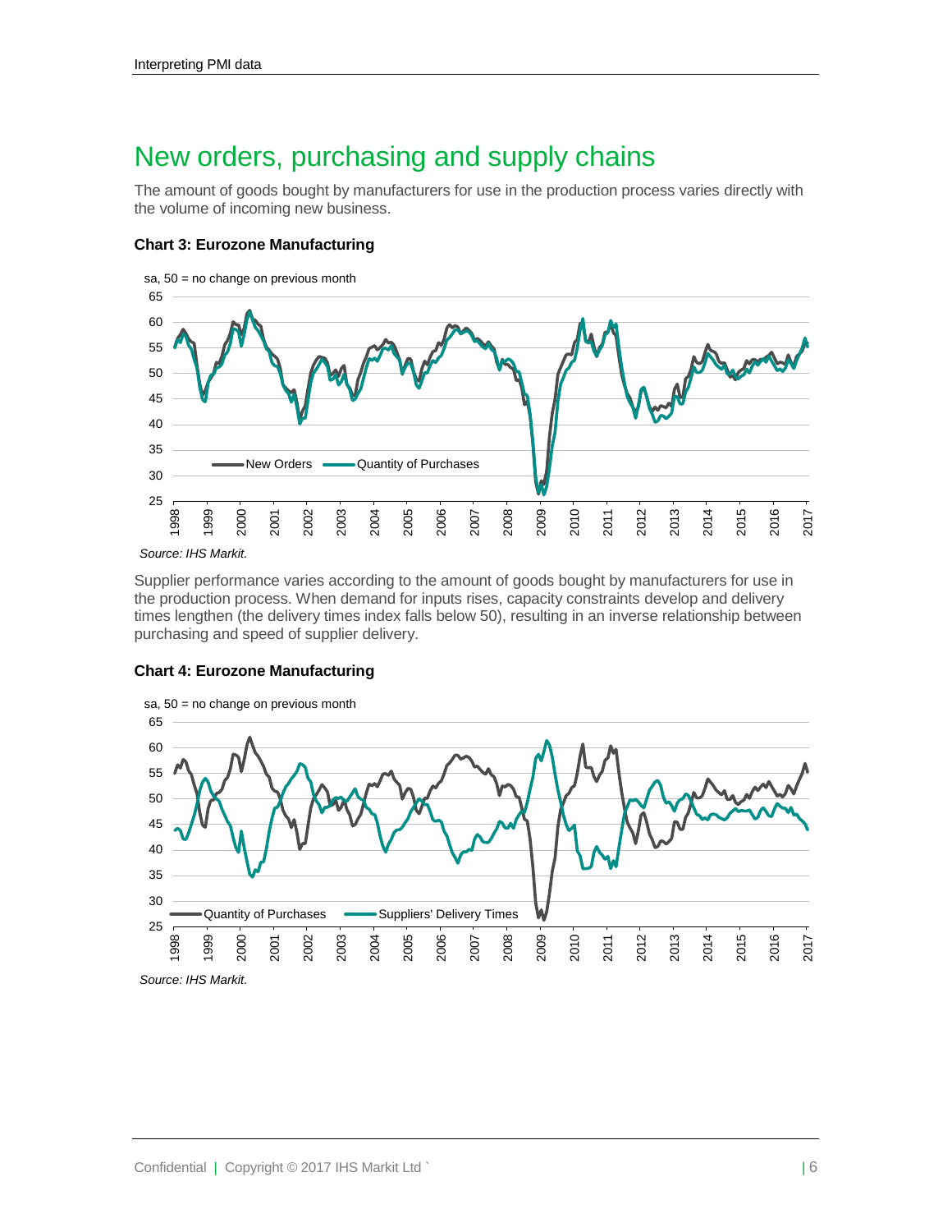# New orders, purchasing and supply chains

The amount of goods bought by manufacturers for use in the production process varies directly with the volume of incoming new business.

**Chart 3: Eurozone Manufacturing**

*Source: IHS Markit.*

Supplier performance varies according to the amount of goods bought by manufacturers for use in the production process. When demand for inputs rises, capacity constraints develop and delivery times lengthen (the delivery times index falls below 50), resulting in an inverse relationship between purchasing and speed of supplier delivery.

**Chart 4: Eurozone Manufacturing**

*Source: IHS Markit.*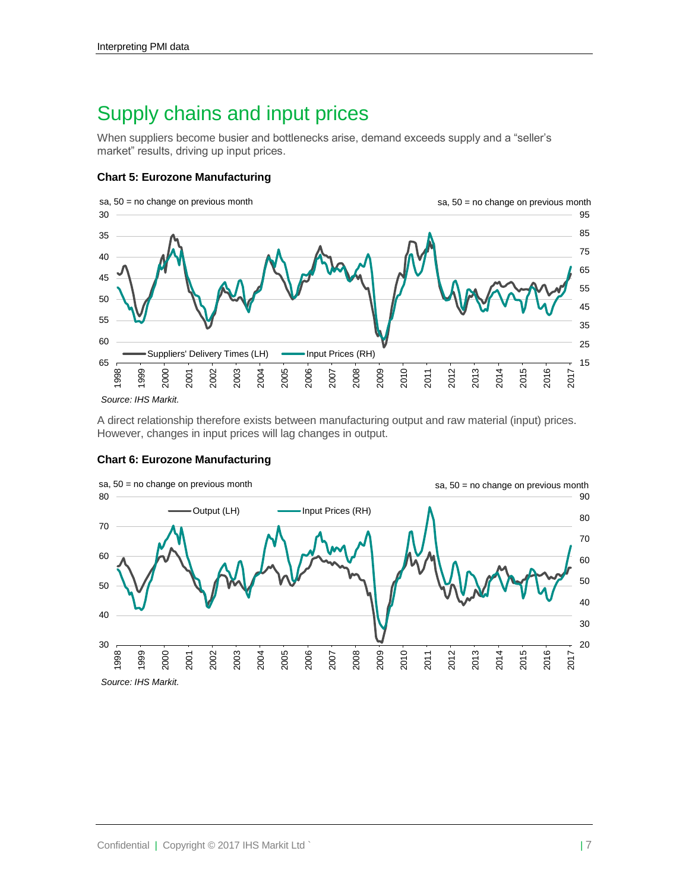## Supply chains and input prices

When suppliers become busier and bottlenecks arise, demand exceeds supply and a "seller's market" results, driving up input prices.

**Chart 5: Eurozone Manufacturing**

*Source: IHS Markit.*

A direct relationship therefore exists between manufacturing output and raw material (input) prices. However, changes in input prices will lag changes in output.

**Chart 6: Eurozone Manufacturing**

*Source: IHS Markit.*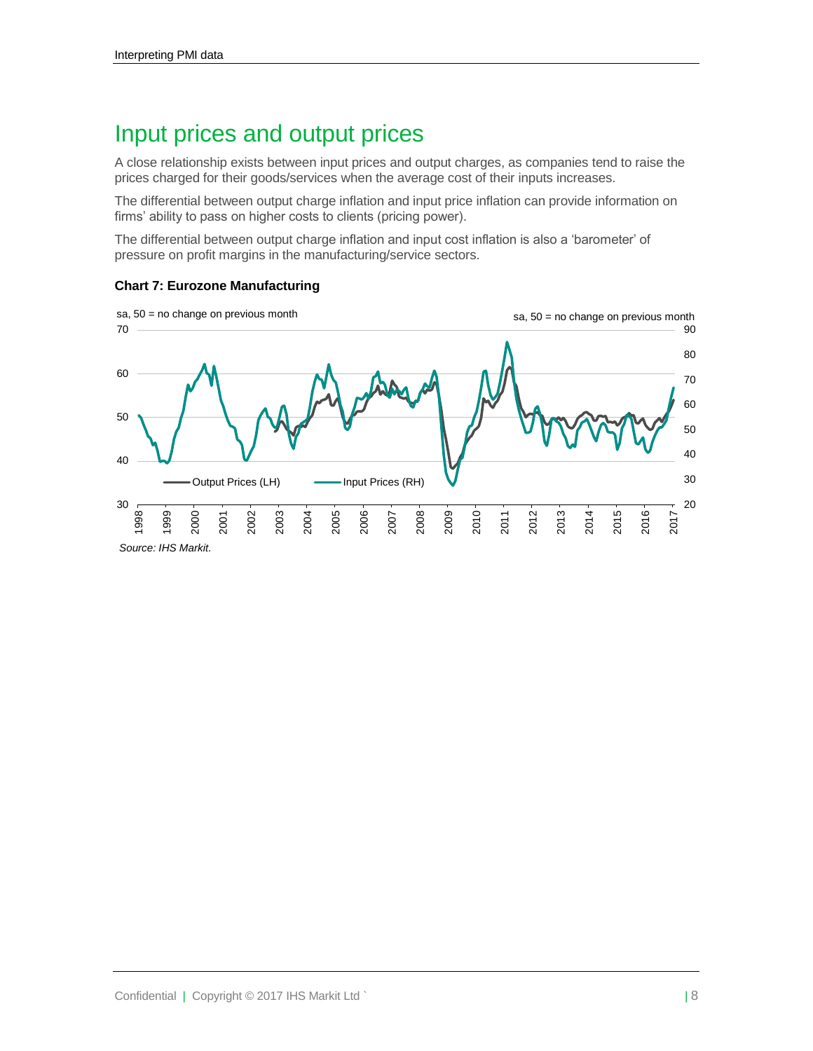# Input prices and output prices

A close relationship exists between input prices and output charges, as companies tend to raise the prices charged for their goods/services when the average cost of their inputs increases.

The differential between output charge inflation and input price inflation can provide information on firms' ability to pass on higher costs to clients (pricing power).

The differential between output charge inflation and input cost inflation is also a 'barometer' of pressure on profit margins in the manufacturing/service sectors.

**Chart 7: Eurozone Manufacturing**

*Source: IHS Markit.*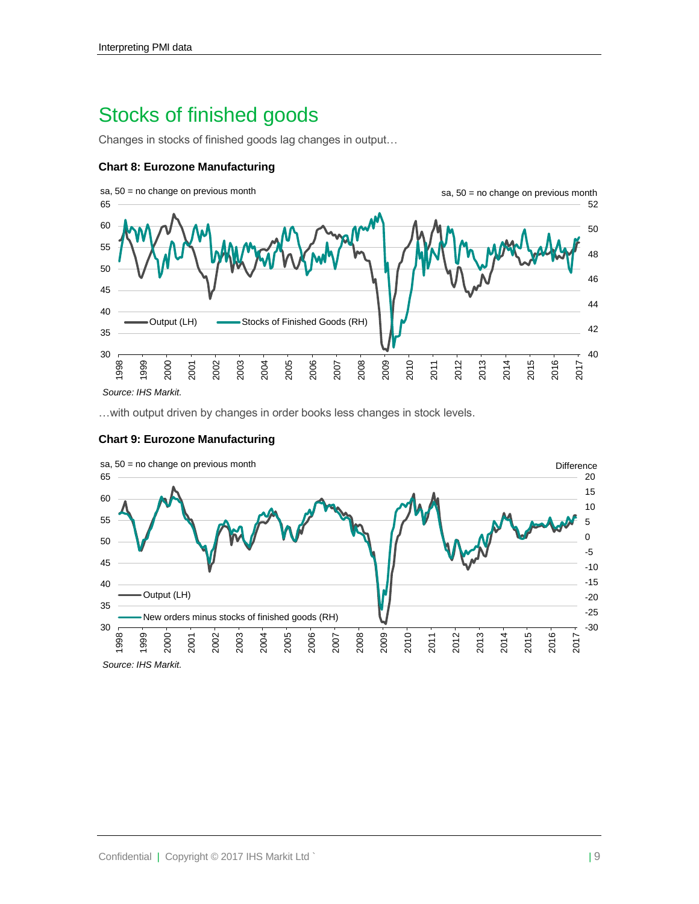# Stocks of finished goods

Changes in stocks of finished goods lag changes in output…

**Chart 8: Eurozone Manufacturing**

*Source: IHS Markit.*

…with output driven by changes in order books less changes in stock levels.

**Chart 9: Eurozone Manufacturing**

*Source: IHS Markit.*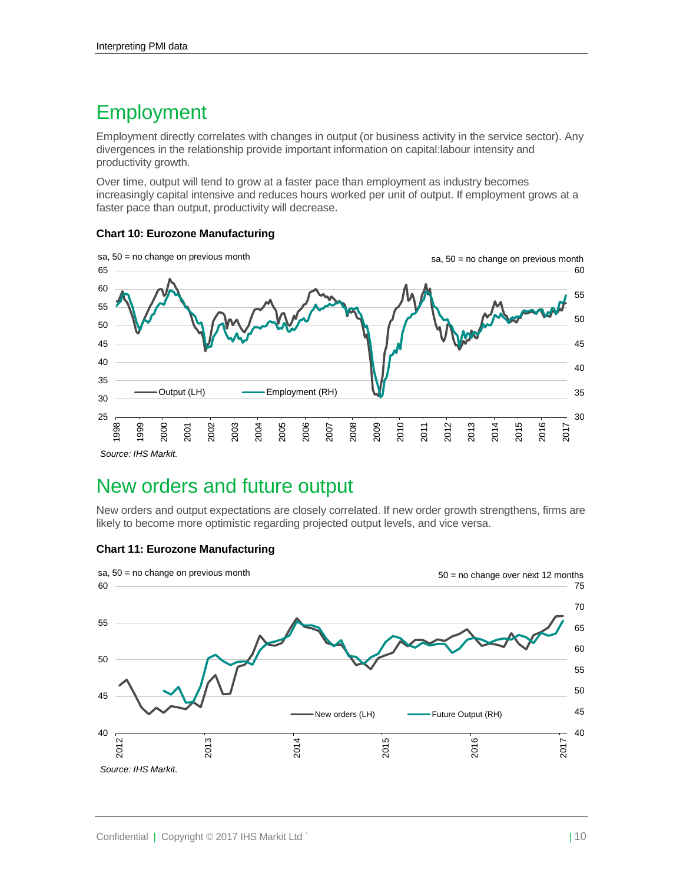# Employment

Employment directly correlates with changes in output (or business activity in the service sector). Any divergences in the relationship provide important information on capital:labour intensity and productivity growth.

Over time, output will tend to grow at a faster pace than employment as industry becomes increasingly capital intensive and reduces hours worked per unit of output. If employment grows at a faster pace than output, productivity will decrease.

**Chart 10: Eurozone Manufacturing**

sa, 50 = no change on previous month

sa, 50 = no change on previous month

65 60 55 50 45 40 35 30 25

60 55 50 45 40 35 30

Output (LH)

Employment (RH)

1998 1999 2000 2001 2002 2003 2004 2005 2006 2007 2008 2009 2010 2011 2012 2013 2014 2015 2016 2017

*Source: IHS Markit.*

# New orders and future output

New orders and output expectations are closely correlated. If new order growth strengthens, firms are likely to become more optimistic regarding projected output levels, and vice versa.

**Chart 11: Eurozone Manufacturing**

sa, 50 = no change on previous month

50 = no change over next 12 months

60 55 50 45 40

75 70 65 60 55 50 45 40

New orders (LH)

Future Output (RH)

2012 2013 2014 2015 2016 2017

*Source: IHS Markit.*